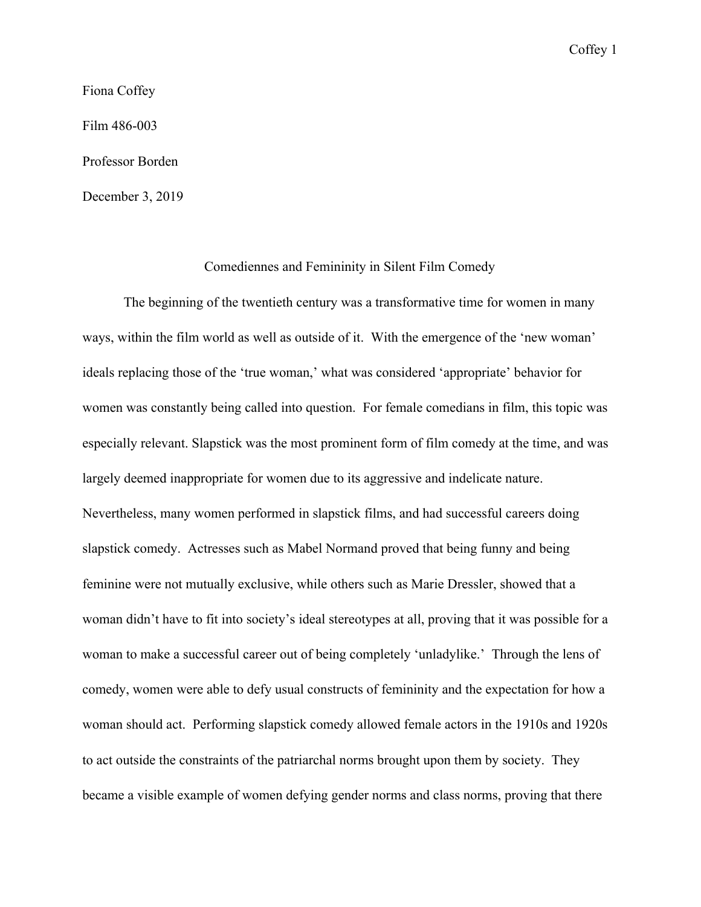Fiona Coffey

Film 486-003

Professor Borden

December 3, 2019

# Comediennes and Femininity in Silent Film Comedy

The beginning of the twentieth century was a transformative time for women in many ways, within the film world as well as outside of it. With the emergence of the 'new woman' ideals replacing those of the 'true woman,' what was considered 'appropriate' behavior for women was constantly being called into question. For female comedians in film, this topic was especially relevant. Slapstick was the most prominent form of film comedy at the time, and was largely deemed inappropriate for women due to its aggressive and indelicate nature. Nevertheless, many women performed in slapstick films, and had successful careers doing slapstick comedy. Actresses such as Mabel Normand proved that being funny and being feminine were not mutually exclusive, while others such as Marie Dressler, showed that a woman didn't have to fit into society's ideal stereotypes at all, proving that it was possible for a woman to make a successful career out of being completely 'unladylike.' Through the lens of comedy, women were able to defy usual constructs of femininity and the expectation for how a woman should act. Performing slapstick comedy allowed female actors in the 1910s and 1920s to act outside the constraints of the patriarchal norms brought upon them by society. They became a visible example of women defying gender norms and class norms, proving that there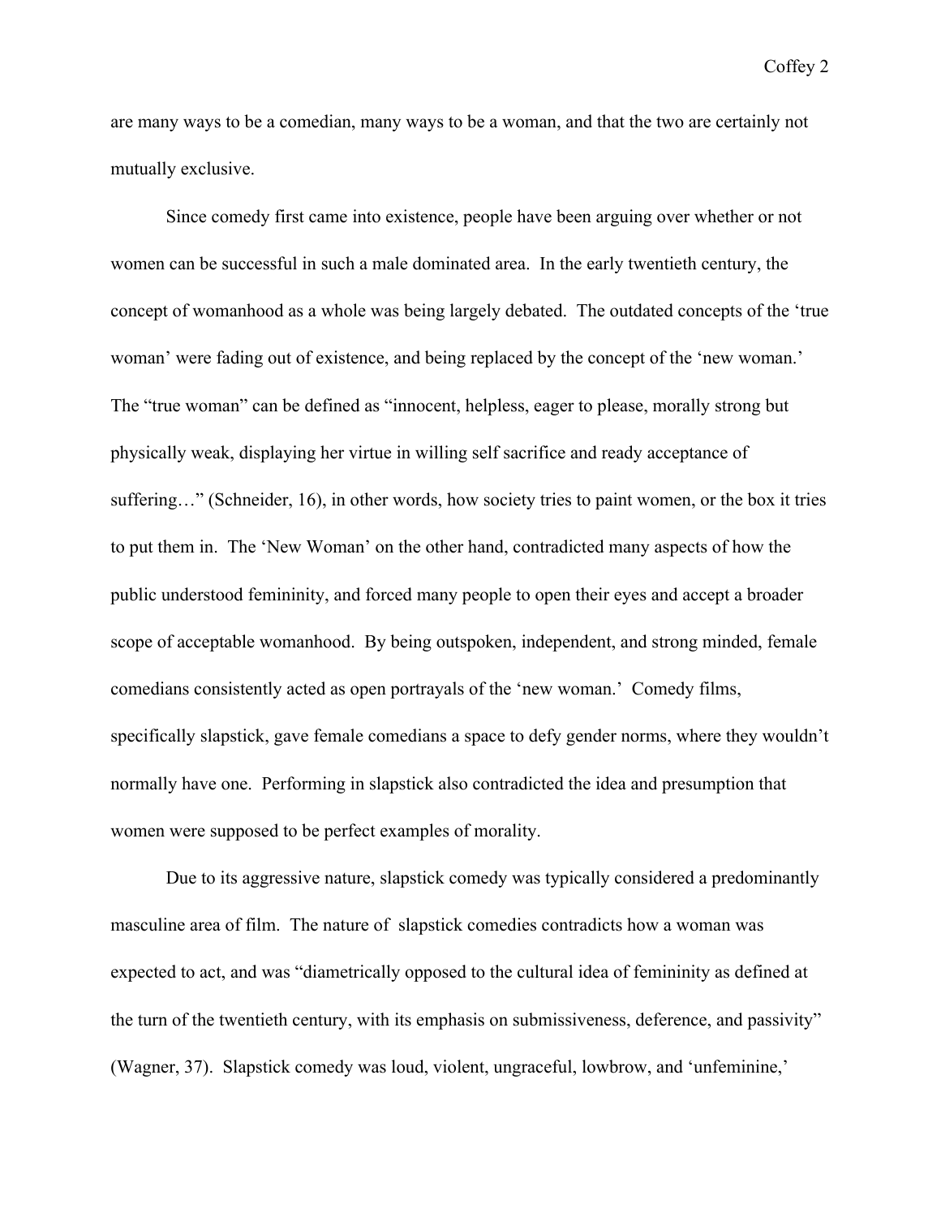are many ways to be a comedian, many ways to be a woman, and that the two are certainly not mutually exclusive.

Since comedy first came into existence, people have been arguing over whether or not women can be successful in such a male dominated area. In the early twentieth century, the concept of womanhood as a whole was being largely debated. The outdated concepts of the 'true woman' were fading out of existence, and being replaced by the concept of the 'new woman.' The "true woman" can be defined as "innocent, helpless, eager to please, morally strong but physically weak, displaying her virtue in willing self sacrifice and ready acceptance of suffering…" (Schneider, 16), in other words, how society tries to paint women, or the box it tries to put them in. The 'New Woman' on the other hand, contradicted many aspects of how the public understood femininity, and forced many people to open their eyes and accept a broader scope of acceptable womanhood. By being outspoken, independent, and strong minded, female comedians consistently acted as open portrayals of the 'new woman.' Comedy films, specifically slapstick, gave female comedians a space to defy gender norms, where they wouldn't normally have one. Performing in slapstick also contradicted the idea and presumption that women were supposed to be perfect examples of morality.

Due to its aggressive nature, slapstick comedy was typically considered a predominantly masculine area of film. The nature of slapstick comedies contradicts how a woman was expected to act, and was "diametrically opposed to the cultural idea of femininity as defined at the turn of the twentieth century, with its emphasis on submissiveness, deference, and passivity" (Wagner, 37). Slapstick comedy was loud, violent, ungraceful, lowbrow, and 'unfeminine,'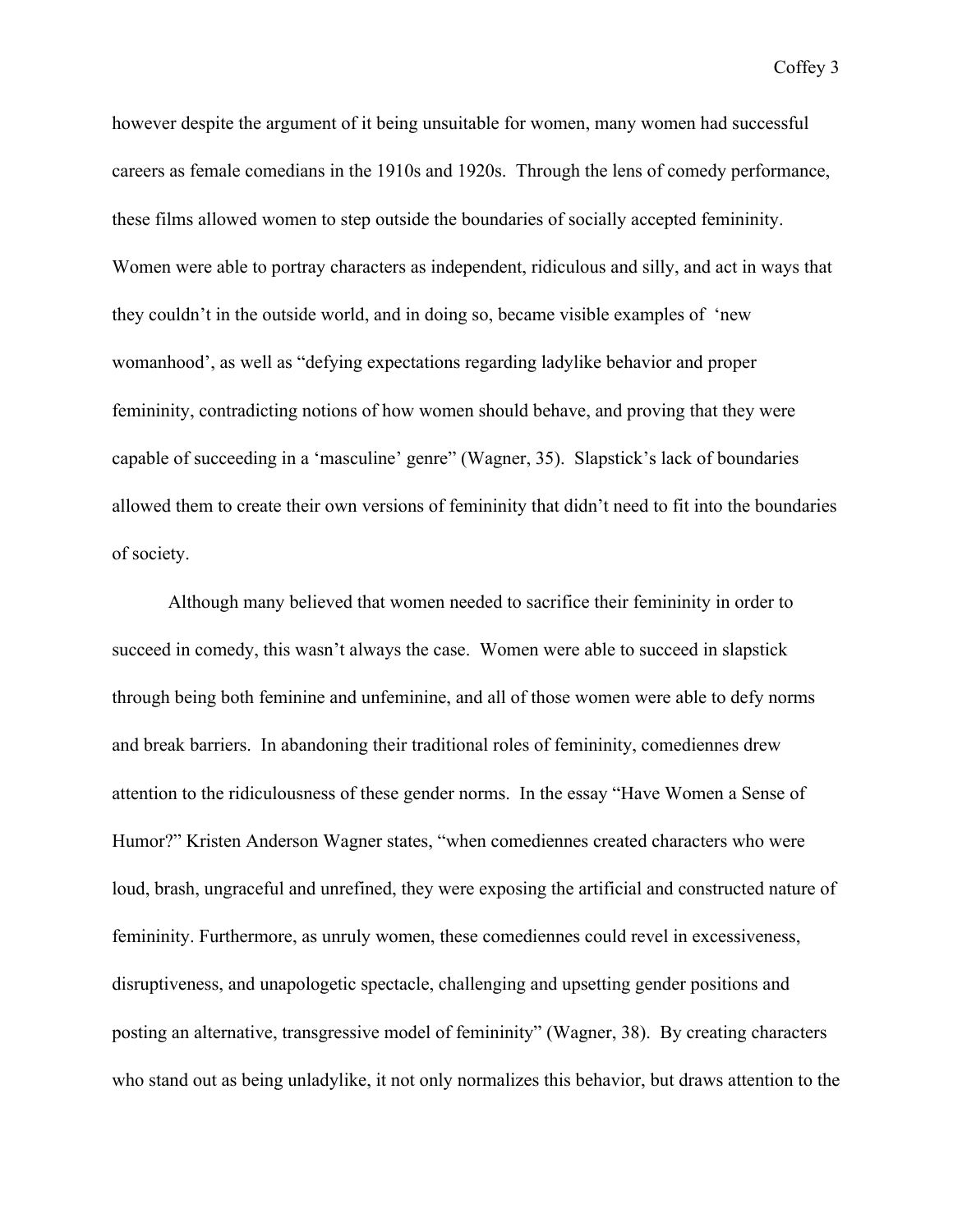however despite the argument of it being unsuitable for women, many women had successful careers as female comedians in the 1910s and 1920s. Through the lens of comedy performance, these films allowed women to step outside the boundaries of socially accepted femininity. Women were able to portray characters as independent, ridiculous and silly, and act in ways that they couldn't in the outside world, and in doing so, became visible examples of 'new womanhood', as well as "defying expectations regarding ladylike behavior and proper femininity, contradicting notions of how women should behave, and proving that they were capable of succeeding in a 'masculine' genre" (Wagner, 35). Slapstick's lack of boundaries allowed them to create their own versions of femininity that didn't need to fit into the boundaries of society.

Although many believed that women needed to sacrifice their femininity in order to succeed in comedy, this wasn't always the case. Women were able to succeed in slapstick through being both feminine and unfeminine, and all of those women were able to defy norms and break barriers. In abandoning their traditional roles of femininity, comediennes drew attention to the ridiculousness of these gender norms. In the essay "Have Women a Sense of Humor?" Kristen Anderson Wagner states, "when comediennes created characters who were loud, brash, ungraceful and unrefined, they were exposing the artificial and constructed nature of femininity. Furthermore, as unruly women, these comediennes could revel in excessiveness, disruptiveness, and unapologetic spectacle, challenging and upsetting gender positions and posting an alternative, transgressive model of femininity" (Wagner, 38). By creating characters who stand out as being unladylike, it not only normalizes this behavior, but draws attention to the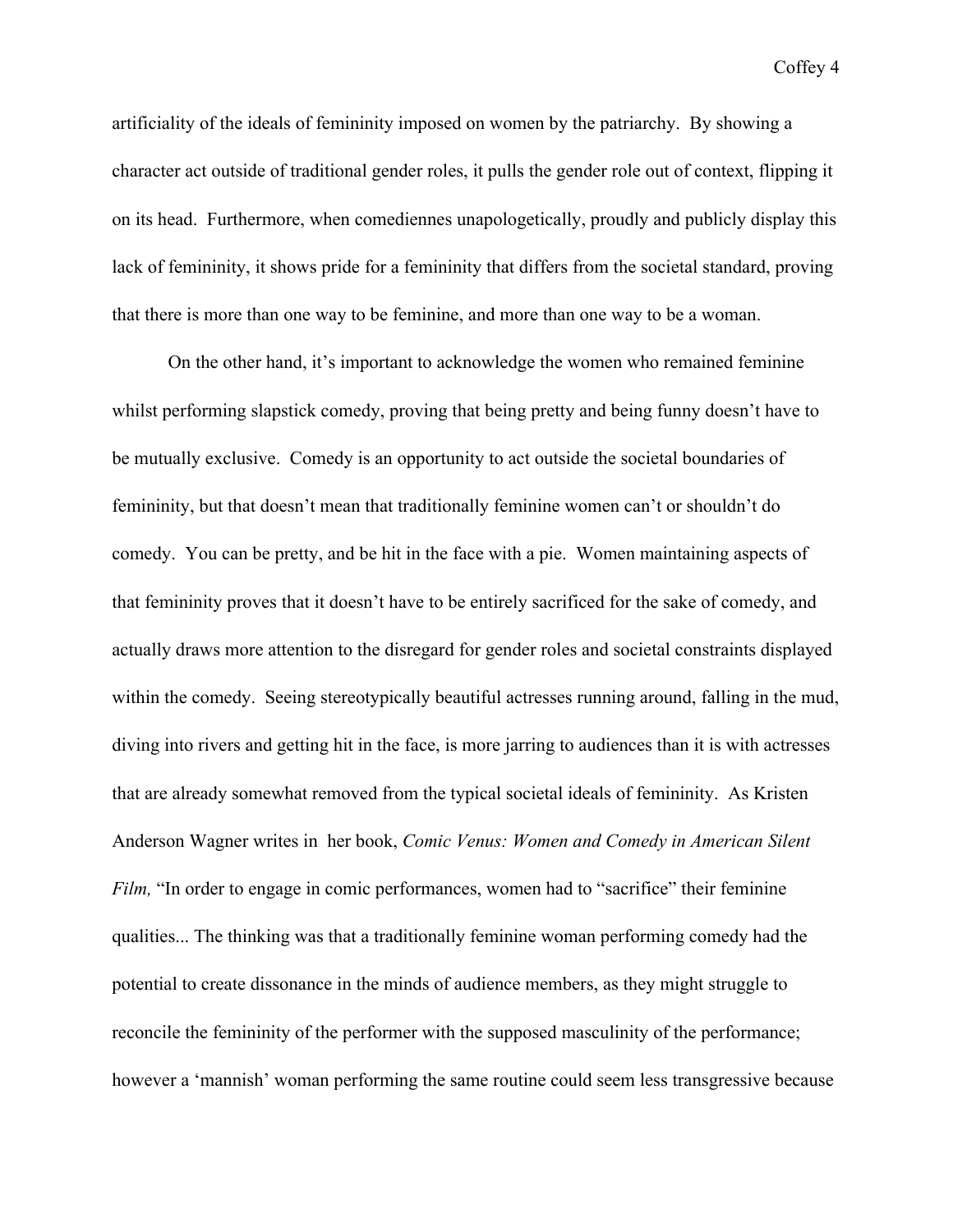artificiality of the ideals of femininity imposed on women by the patriarchy. By showing a character act outside of traditional gender roles, it pulls the gender role out of context, flipping it on its head. Furthermore, when comediennes unapologetically, proudly and publicly display this lack of femininity, it shows pride for a femininity that differs from the societal standard, proving that there is more than one way to be feminine, and more than one way to be a woman.

On the other hand, it's important to acknowledge the women who remained feminine whilst performing slapstick comedy, proving that being pretty and being funny doesn't have to be mutually exclusive. Comedy is an opportunity to act outside the societal boundaries of femininity, but that doesn't mean that traditionally feminine women can't or shouldn't do comedy. You can be pretty, and be hit in the face with a pie. Women maintaining aspects of that femininity proves that it doesn't have to be entirely sacrificed for the sake of comedy, and actually draws more attention to the disregard for gender roles and societal constraints displayed within the comedy. Seeing stereotypically beautiful actresses running around, falling in the mud, diving into rivers and getting hit in the face, is more jarring to audiences than it is with actresses that are already somewhat removed from the typical societal ideals of femininity. As Kristen Anderson Wagner writes in her book, *Comic Venus: Women and Comedy in American Silent Film,* "In order to engage in comic performances, women had to "sacrifice" their feminine qualities... The thinking was that a traditionally feminine woman performing comedy had the potential to create dissonance in the minds of audience members, as they might struggle to reconcile the femininity of the performer with the supposed masculinity of the performance; however a 'mannish' woman performing the same routine could seem less transgressive because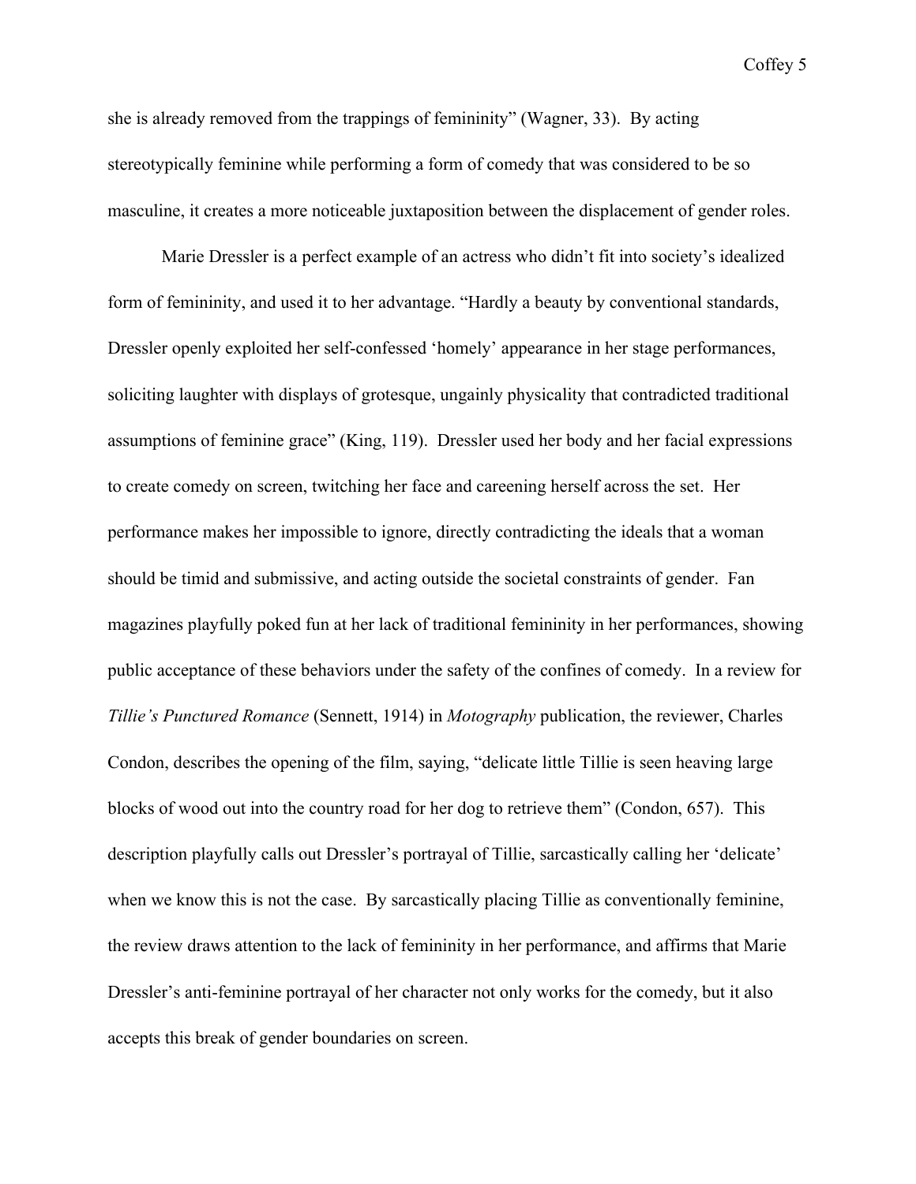she is already removed from the trappings of femininity" (Wagner, 33). By acting stereotypically feminine while performing a form of comedy that was considered to be so masculine, it creates a more noticeable juxtaposition between the displacement of gender roles.

Marie Dressler is a perfect example of an actress who didn't fit into society's idealized form of femininity, and used it to her advantage. "Hardly a beauty by conventional standards, Dressler openly exploited her self-confessed 'homely' appearance in her stage performances, soliciting laughter with displays of grotesque, ungainly physicality that contradicted traditional assumptions of feminine grace" (King, 119). Dressler used her body and her facial expressions to create comedy on screen, twitching her face and careening herself across the set. Her performance makes her impossible to ignore, directly contradicting the ideals that a woman should be timid and submissive, and acting outside the societal constraints of gender. Fan magazines playfully poked fun at her lack of traditional femininity in her performances, showing public acceptance of these behaviors under the safety of the confines of comedy. In a review for *Tillie's Punctured Romance* (Sennett, 1914) in *Motography* publication, the reviewer, Charles Condon, describes the opening of the film, saying, "delicate little Tillie is seen heaving large blocks of wood out into the country road for her dog to retrieve them" (Condon, 657). This description playfully calls out Dressler's portrayal of Tillie, sarcastically calling her 'delicate' when we know this is not the case. By sarcastically placing Tillie as conventionally feminine, the review draws attention to the lack of femininity in her performance, and affirms that Marie Dressler's anti-feminine portrayal of her character not only works for the comedy, but it also accepts this break of gender boundaries on screen.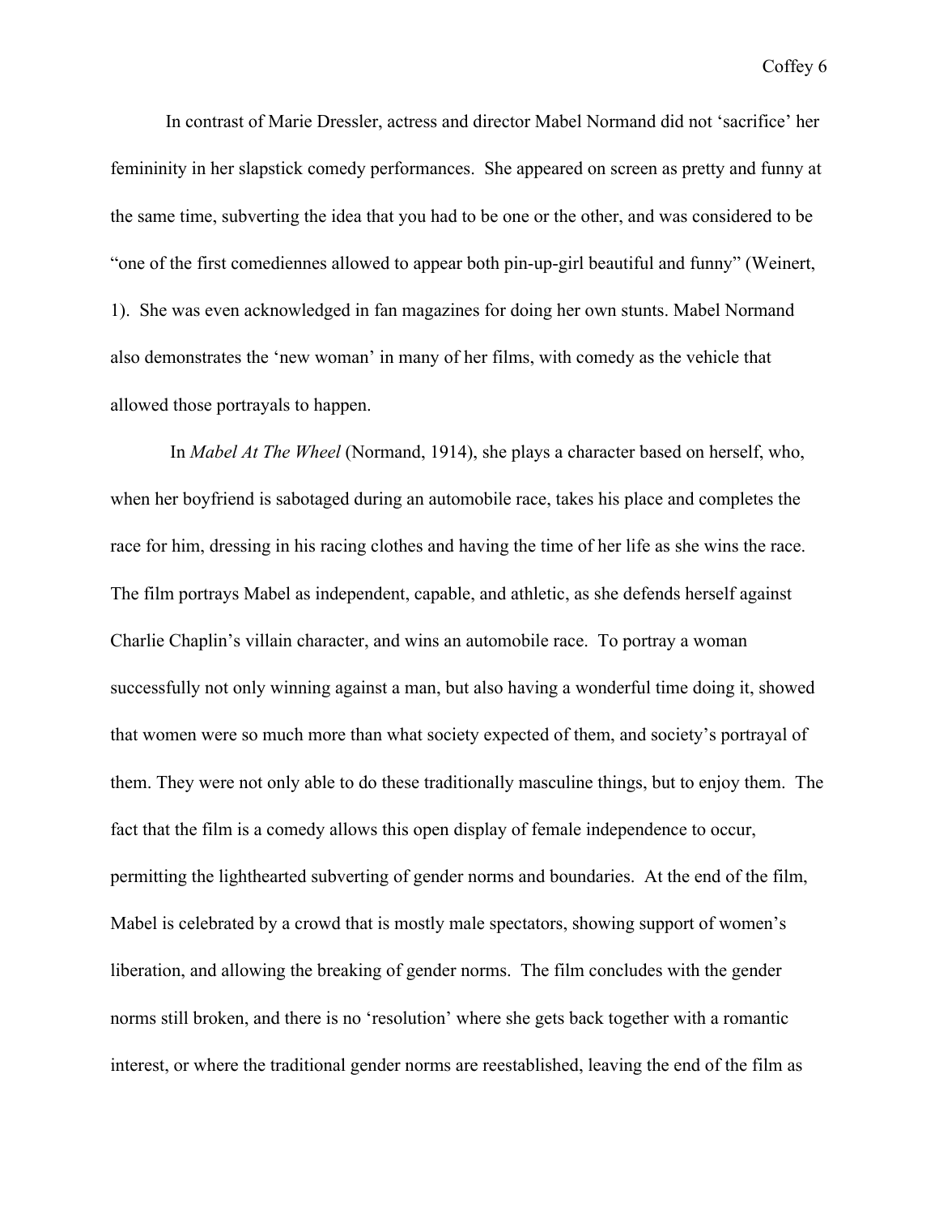In contrast of Marie Dressler, actress and director Mabel Normand did not 'sacrifice' her femininity in her slapstick comedy performances. She appeared on screen as pretty and funny at the same time, subverting the idea that you had to be one or the other, and was considered to be "one of the first comediennes allowed to appear both pin-up-girl beautiful and funny" (Weinert, 1). She was even acknowledged in fan magazines for doing her own stunts. Mabel Normand also demonstrates the 'new woman' in many of her films, with comedy as the vehicle that allowed those portrayals to happen.

In *Mabel At The Wheel* (Normand, 1914), she plays a character based on herself, who, when her boyfriend is sabotaged during an automobile race, takes his place and completes the race for him, dressing in his racing clothes and having the time of her life as she wins the race. The film portrays Mabel as independent, capable, and athletic, as she defends herself against Charlie Chaplin's villain character, and wins an automobile race. To portray a woman successfully not only winning against a man, but also having a wonderful time doing it, showed that women were so much more than what society expected of them, and society's portrayal of them. They were not only able to do these traditionally masculine things, but to enjoy them. The fact that the film is a comedy allows this open display of female independence to occur, permitting the lighthearted subverting of gender norms and boundaries. At the end of the film, Mabel is celebrated by a crowd that is mostly male spectators, showing support of women's liberation, and allowing the breaking of gender norms. The film concludes with the gender norms still broken, and there is no 'resolution' where she gets back together with a romantic interest, or where the traditional gender norms are reestablished, leaving the end of the film as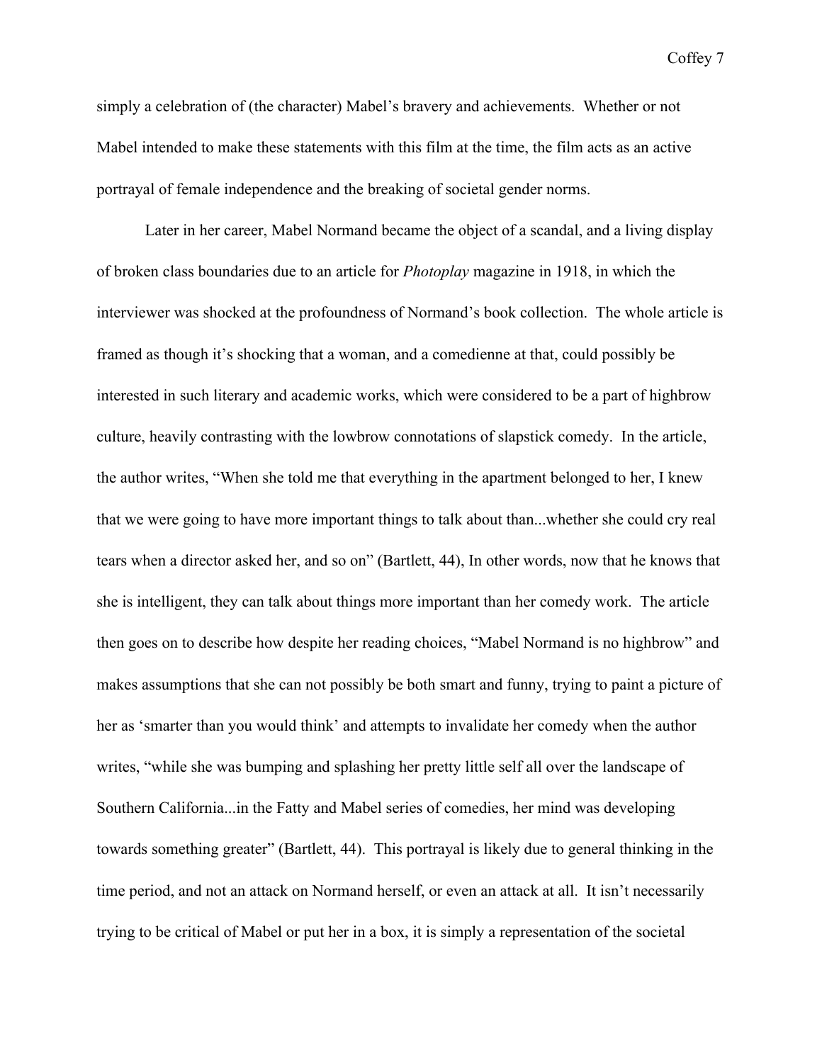simply a celebration of (the character) Mabel's bravery and achievements. Whether or not Mabel intended to make these statements with this film at the time, the film acts as an active portrayal of female independence and the breaking of societal gender norms.

Later in her career, Mabel Normand became the object of a scandal, and a living display of broken class boundaries due to an article for *Photoplay* magazine in 1918, in which the interviewer was shocked at the profoundness of Normand's book collection. The whole article is framed as though it's shocking that a woman, and a comedienne at that, could possibly be interested in such literary and academic works, which were considered to be a part of highbrow culture, heavily contrasting with the lowbrow connotations of slapstick comedy. In the article, the author writes, "When she told me that everything in the apartment belonged to her, I knew that we were going to have more important things to talk about than...whether she could cry real tears when a director asked her, and so on" (Bartlett, 44), In other words, now that he knows that she is intelligent, they can talk about things more important than her comedy work. The article then goes on to describe how despite her reading choices, "Mabel Normand is no highbrow" and makes assumptions that she can not possibly be both smart and funny, trying to paint a picture of her as 'smarter than you would think' and attempts to invalidate her comedy when the author writes, "while she was bumping and splashing her pretty little self all over the landscape of Southern California...in the Fatty and Mabel series of comedies, her mind was developing towards something greater" (Bartlett, 44). This portrayal is likely due to general thinking in the time period, and not an attack on Normand herself, or even an attack at all. It isn't necessarily trying to be critical of Mabel or put her in a box, it is simply a representation of the societal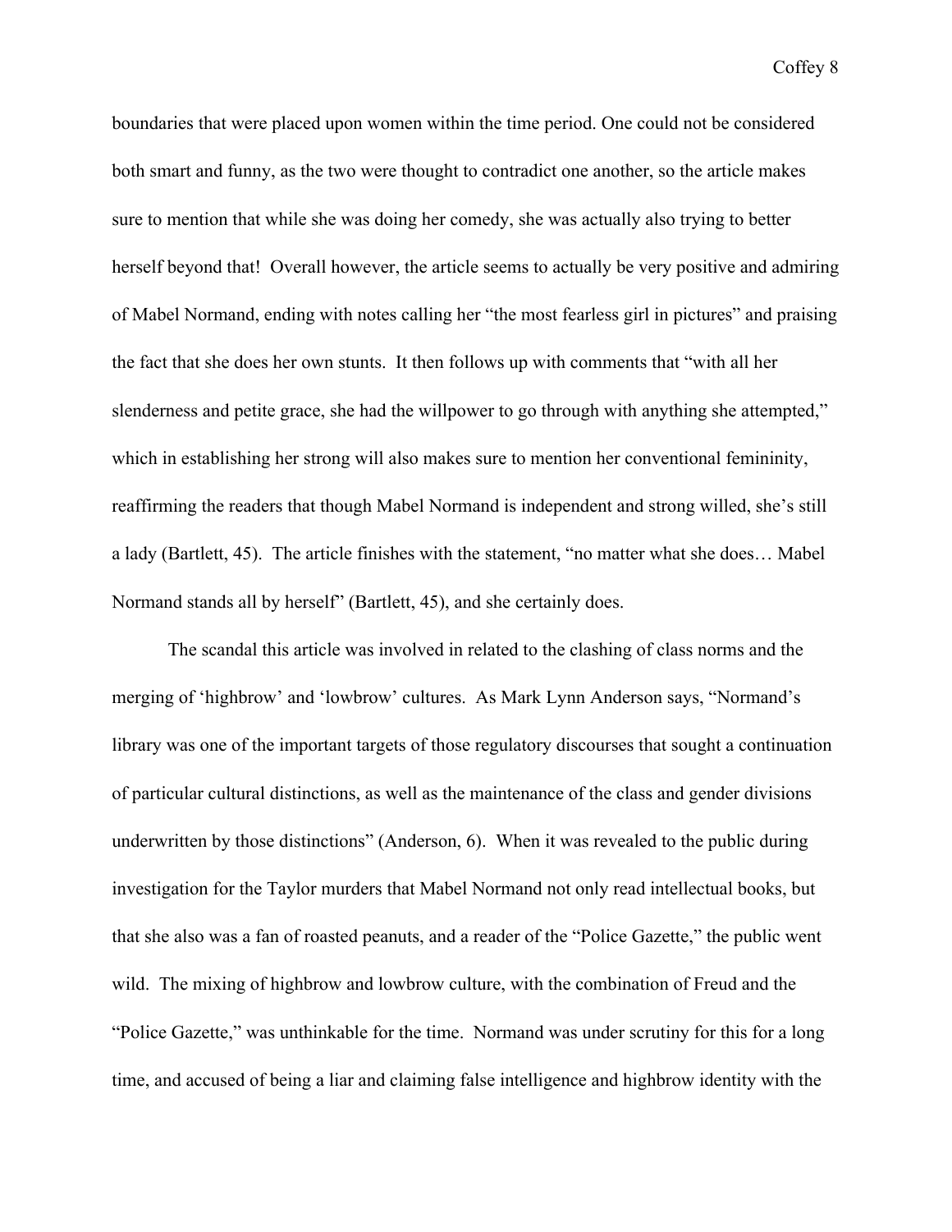boundaries that were placed upon women within the time period. One could not be considered both smart and funny, as the two were thought to contradict one another, so the article makes sure to mention that while she was doing her comedy, she was actually also trying to better herself beyond that! Overall however, the article seems to actually be very positive and admiring of Mabel Normand, ending with notes calling her "the most fearless girl in pictures" and praising the fact that she does her own stunts. It then follows up with comments that "with all her slenderness and petite grace, she had the willpower to go through with anything she attempted," which in establishing her strong will also makes sure to mention her conventional femininity, reaffirming the readers that though Mabel Normand is independent and strong willed, she's still a lady (Bartlett, 45). The article finishes with the statement, "no matter what she does… Mabel Normand stands all by herself" (Bartlett, 45), and she certainly does.

The scandal this article was involved in related to the clashing of class norms and the merging of 'highbrow' and 'lowbrow' cultures. As Mark Lynn Anderson says, "Normand's library was one of the important targets of those regulatory discourses that sought a continuation of particular cultural distinctions, as well as the maintenance of the class and gender divisions underwritten by those distinctions" (Anderson, 6). When it was revealed to the public during investigation for the Taylor murders that Mabel Normand not only read intellectual books, but that she also was a fan of roasted peanuts, and a reader of the "Police Gazette," the public went wild. The mixing of highbrow and lowbrow culture, with the combination of Freud and the "Police Gazette," was unthinkable for the time. Normand was under scrutiny for this for a long time, and accused of being a liar and claiming false intelligence and highbrow identity with the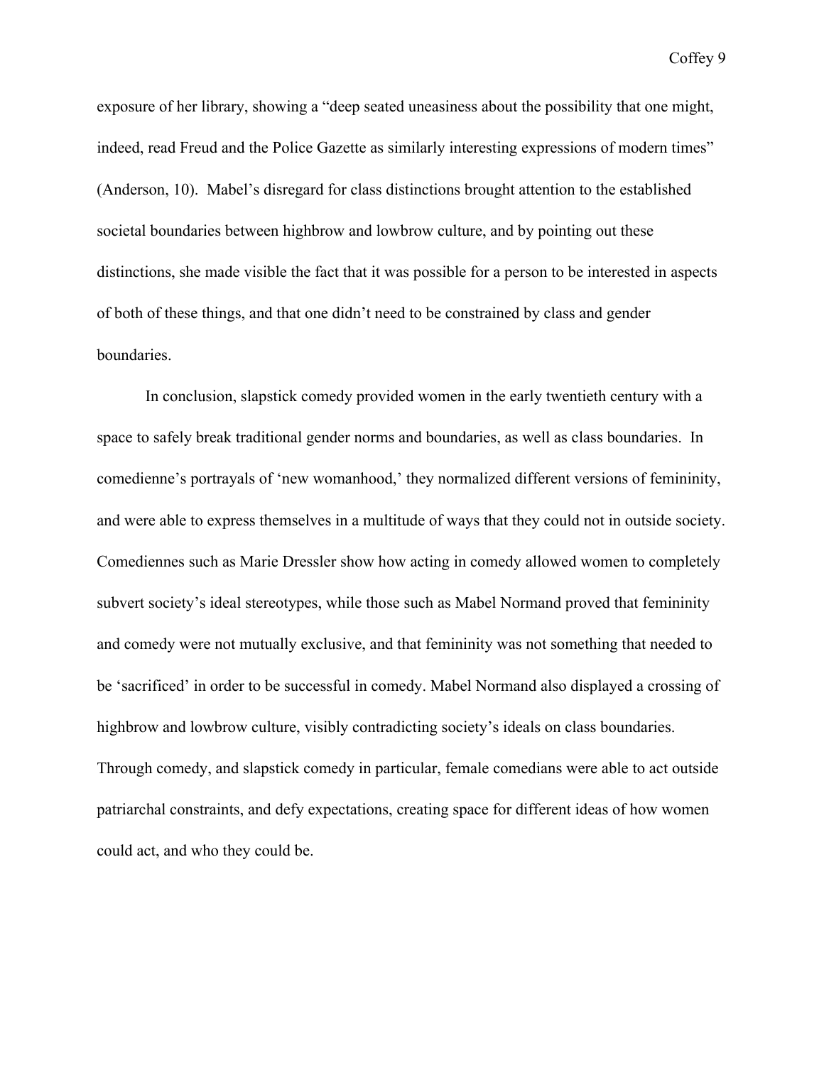exposure of her library, showing a "deep seated uneasiness about the possibility that one might, indeed, read Freud and the Police Gazette as similarly interesting expressions of modern times" (Anderson, 10). Mabel's disregard for class distinctions brought attention to the established societal boundaries between highbrow and lowbrow culture, and by pointing out these distinctions, she made visible the fact that it was possible for a person to be interested in aspects of both of these things, and that one didn't need to be constrained by class and gender boundaries.

In conclusion, slapstick comedy provided women in the early twentieth century with a space to safely break traditional gender norms and boundaries, as well as class boundaries. In comedienne's portrayals of 'new womanhood,' they normalized different versions of femininity, and were able to express themselves in a multitude of ways that they could not in outside society. Comediennes such as Marie Dressler show how acting in comedy allowed women to completely subvert society's ideal stereotypes, while those such as Mabel Normand proved that femininity and comedy were not mutually exclusive, and that femininity was not something that needed to be 'sacrificed' in order to be successful in comedy. Mabel Normand also displayed a crossing of highbrow and lowbrow culture, visibly contradicting society's ideals on class boundaries. Through comedy, and slapstick comedy in particular, female comedians were able to act outside patriarchal constraints, and defy expectations, creating space for different ideas of how women could act, and who they could be.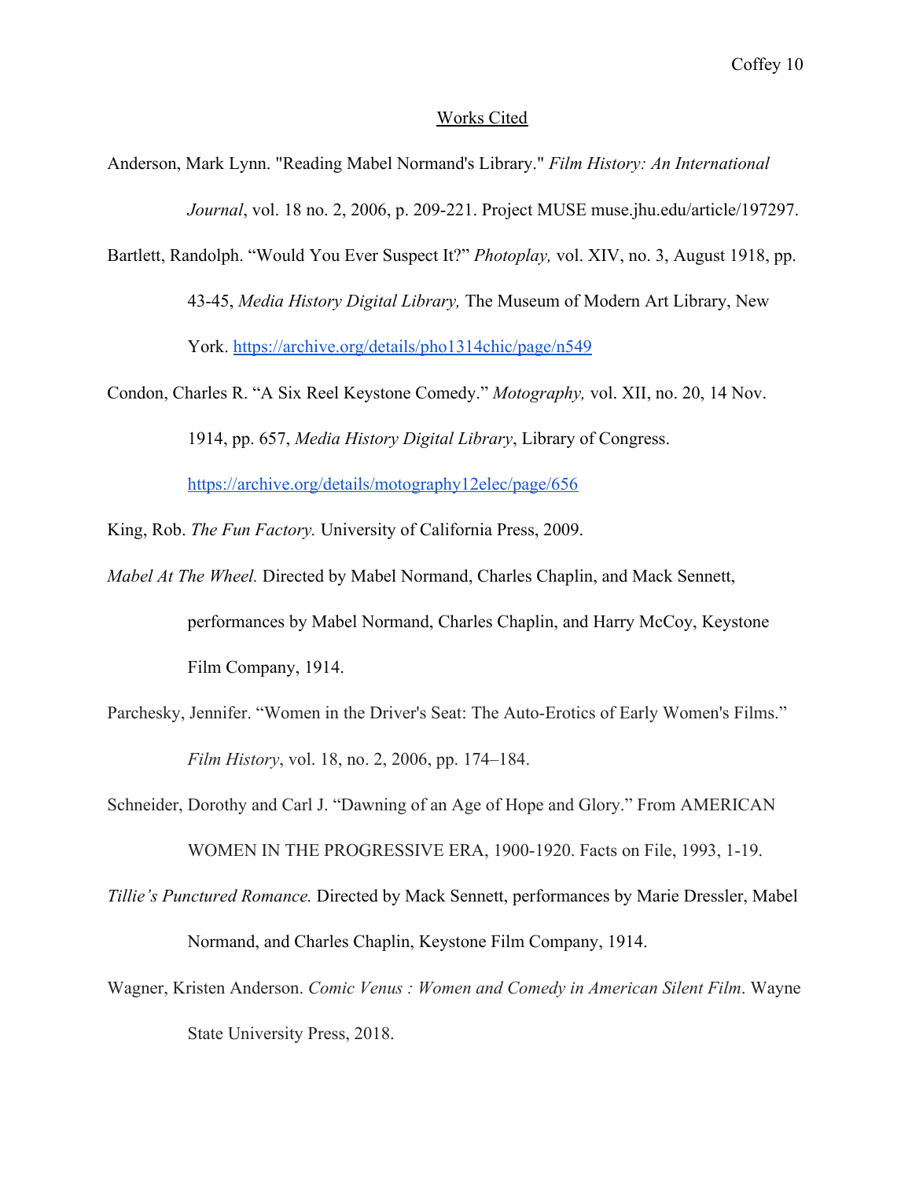## Works Cited

Anderson, Mark Lynn. "Reading Mabel Normand's Library." *Film History: An International Journal*, vol. 18 no. 2, 2006, p. 209-221. Project MUSE muse.jhu.edu/article/197297.

Bartlett, Randolph. "Would You Ever Suspect It?" *Photoplay,* vol. XIV, no. 3, August 1918, pp. 43-45, *Media History Digital Library,* The Museum of Modern Art Library, New York. https://archive.org/details/pho1314chic/page/n549

Condon, Charles R. "A Six Reel Keystone Comedy." *Motography,* vol. XII, no. 20, 14 Nov. 1914, pp. 657, *Media History Digital Library*, Library of Congress. https://archive.org/details/motography12elec/page/656

King, Rob. *The Fun Factory.* University of California Press, 2009.

*Mabel At The Wheel.* Directed by Mabel Normand, Charles Chaplin, and Mack Sennett, performances by Mabel Normand, Charles Chaplin, and Harry McCoy, Keystone Film Company, 1914.

Parchesky, Jennifer. "Women in the Driver's Seat: The Auto-Erotics of Early Women's Films." *Film History*, vol. 18, no. 2, 2006, pp. 174–184.

Schneider, Dorothy and Carl J. "Dawning of an Age of Hope and Glory." From AMERICAN WOMEN IN THE PROGRESSIVE ERA, 1900-1920. Facts on File, 1993, 1-19.

*Tillie's Punctured Romance.* Directed by Mack Sennett, performances by Marie Dressler, Mabel Normand, and Charles Chaplin, Keystone Film Company, 1914.

Wagner, Kristen Anderson. *Comic Venus : Women and Comedy in American Silent Film*. Wayne State University Press, 2018.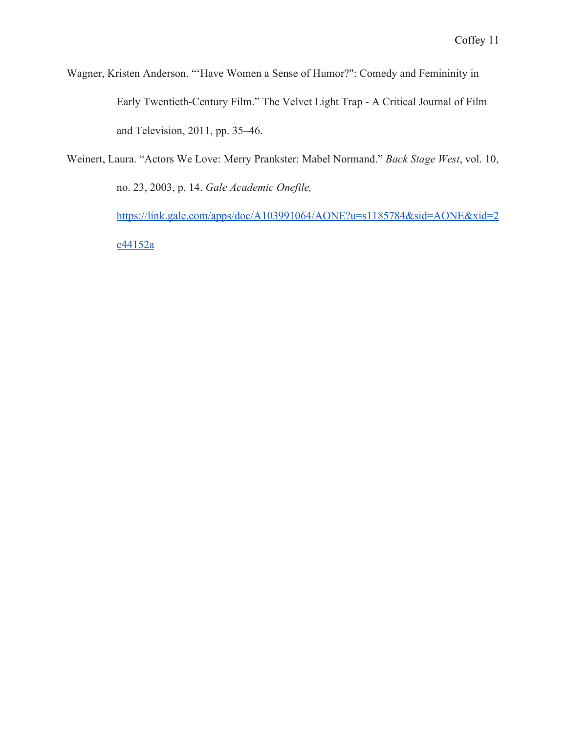Wagner, Kristen Anderson. "'Have Women a Sense of Humor?": Comedy and Femininity in Early Twentieth-Century Film." The Velvet Light Trap - A Critical Journal of Film and Television, 2011, pp. 35–46.

Weinert, Laura. "Actors We Love: Merry Prankster: Mabel Normand." *Back Stage West*, vol. 10, no. 23, 2003, p. 14. *Gale Academic Onefile,* https://link.gale.com/apps/doc/A103991064/AONE?u=s1185784&sid=AONE&xid=2c44152a